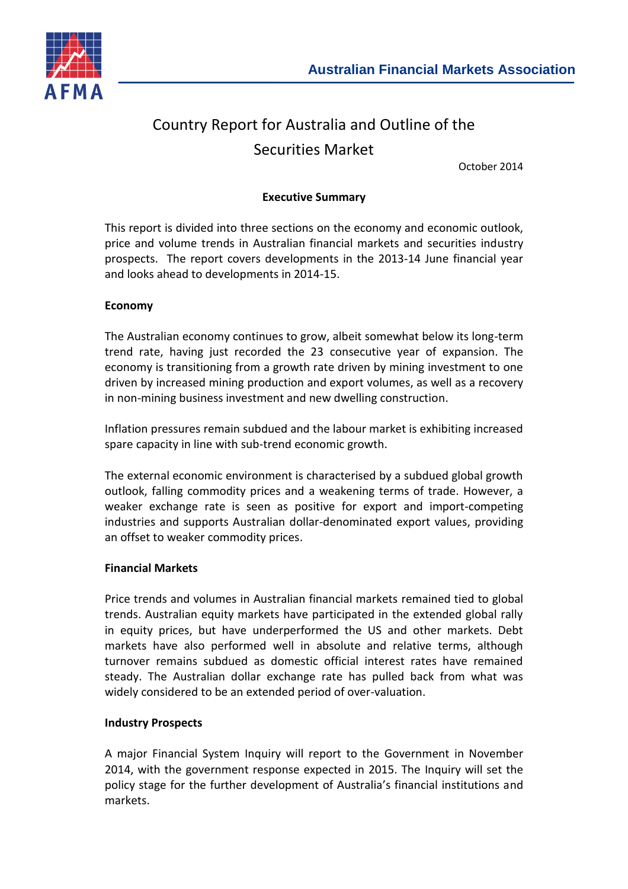Australian Financial Markets Association

# Country Report for Australia and Outline of the Securities Market

October 2014

## Executive Summary

This report is divided into three sections on the economy and economic outlook, price and volume trends in Australian financial markets and securities industry prospects. The report covers developments in the 2013-14 June financial year and looks ahead to developments in 2014-15.

### Economy

The Australian economy continues to grow, albeit somewhat below its long-term trend rate, having just recorded the 23 consecutive year of expansion. The economy is transitioning from a growth rate driven by mining investment to one driven by increased mining production and export volumes, as well as a recovery in non-mining business investment and new dwelling construction.

Inflation pressures remain subdued and the labour market is exhibiting increased spare capacity in line with sub-trend economic growth.

The external economic environment is characterised by a subdued global growth outlook, falling commodity prices and a weakening terms of trade. However, a weaker exchange rate is seen as positive for export and import-competing industries and supports Australian dollar-denominated export values, providing an offset to weaker commodity prices.

### Financial Markets

Price trends and volumes in Australian financial markets remained tied to global trends. Australian equity markets have participated in the extended global rally in equity prices, but have underperformed the US and other markets. Debt markets have also performed well in absolute and relative terms, although turnover remains subdued as domestic official interest rates have remained steady. The Australian dollar exchange rate has pulled back from what was widely considered to be an extended period of over-valuation.

### Industry Prospects

A major Financial System Inquiry will report to the Government in November 2014, with the government response expected in 2015. The Inquiry will set the policy stage for the further development of Australia's financial institutions and markets.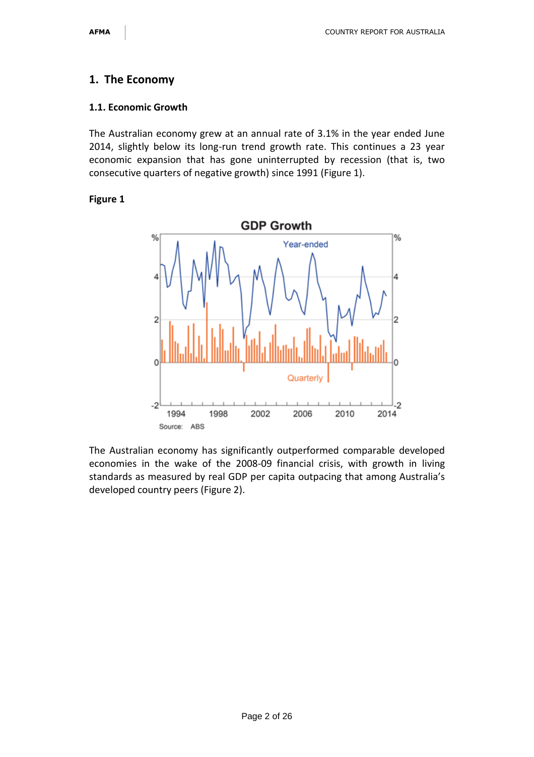# 1. The Economy

## 1.1. Economic Growth

The Australian economy grew at an annual rate of 3.1% in the year ended June 2014, slightly below its long-run trend growth rate. This continues a 23 year economic expansion that has gone uninterrupted by recession (that is, two consecutive quarters of negative growth) since 1991 (Figure 1).

**Figure 1**

The Australian economy has significantly outperformed comparable developed economies in the wake of the 2008-09 financial crisis, with growth in living standards as measured by real GDP per capita outpacing that among Australia's developed country peers (Figure 2).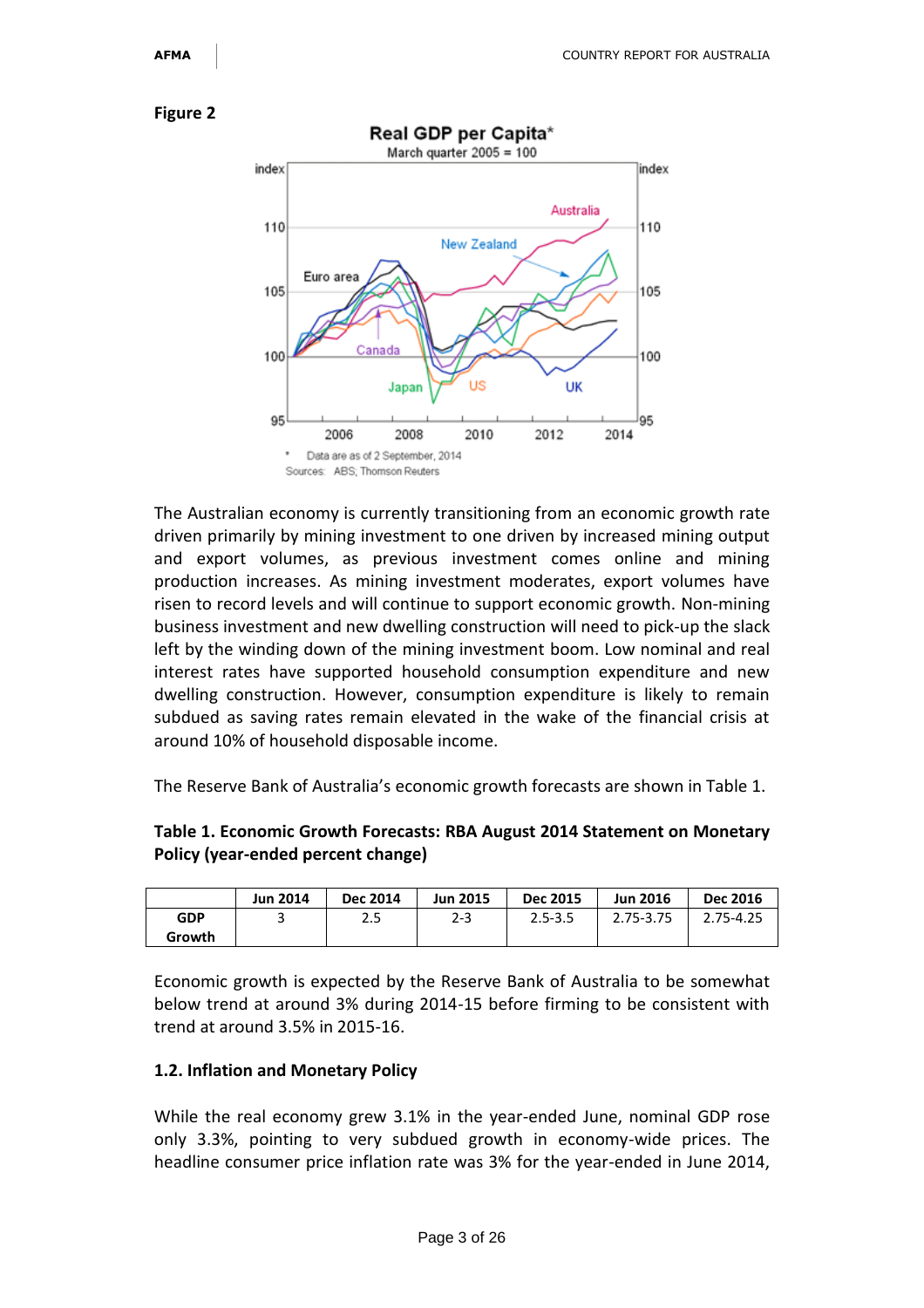**Figure 2**

The Australian economy is currently transitioning from an economic growth rate driven primarily by mining investment to one driven by increased mining output and export volumes, as previous investment comes online and mining production increases. As mining investment moderates, export volumes have risen to record levels and will continue to support economic growth. Non-mining business investment and new dwelling construction will need to pick-up the slack left by the winding down of the mining investment boom. Low nominal and real interest rates have supported household consumption expenditure and new dwelling construction. However, consumption expenditure is likely to remain subdued as saving rates remain elevated in the wake of the financial crisis at around 10% of household disposable income.

The Reserve Bank of Australia's economic growth forecasts are shown in Table 1.

**Table 1. Economic Growth Forecasts: RBA August 2014 Statement on Monetary Policy (year-ended percent change)**

| | Jun 2014 | Dec 2014 | Jun 2015 | Dec 2015 | Jun 2016 | Dec 2016 |
|---|---|---|---|---|---|---|
| **GDP Growth** | 3 | 2.5 | 2-3 | 2.5-3.5 | 2.75-3.75 | 2.75-4.25 |

Economic growth is expected by the Reserve Bank of Australia to be somewhat below trend at around 3% during 2014-15 before firming to be consistent with trend at around 3.5% in 2015-16.

### 1.2. Inflation and Monetary Policy

While the real economy grew 3.1% in the year-ended June, nominal GDP rose only 3.3%, pointing to very subdued growth in economy-wide prices. The headline consumer price inflation rate was 3% for the year-ended in June 2014,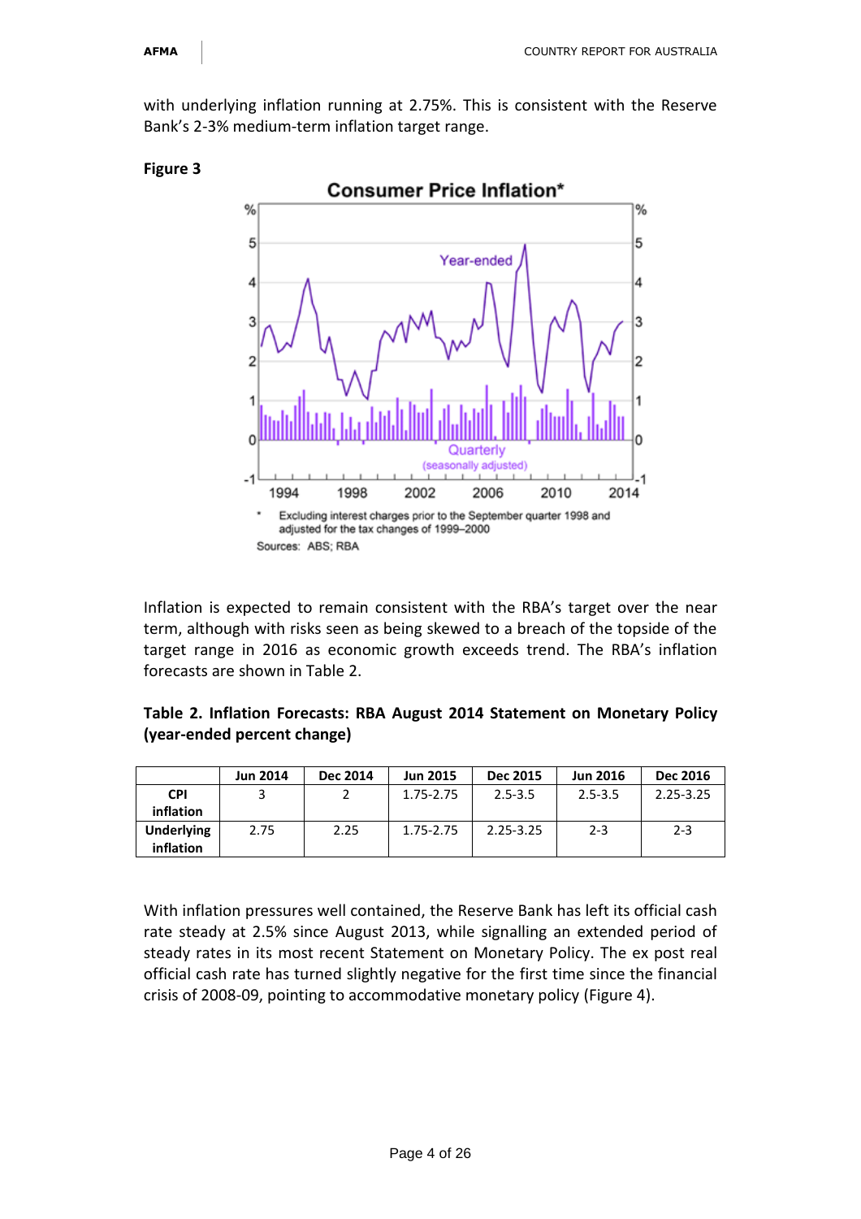with underlying inflation running at 2.75%. This is consistent with the Reserve Bank's 2-3% medium-term inflation target range.

**Figure 3**

Inflation is expected to remain consistent with the RBA's target over the near term, although with risks seen as being skewed to a breach of the topside of the target range in 2016 as economic growth exceeds trend. The RBA's inflation forecasts are shown in Table 2.

**Table 2. Inflation Forecasts: RBA August 2014 Statement on Monetary Policy (year-ended percent change)**

| | Jun 2014 | Dec 2014 | Jun 2015 | Dec 2015 | Jun 2016 | Dec 2016 |
|---|---|---|---|---|---|---|
| **CPI inflation** | 3 | 2 | 1.75-2.75 | 2.5-3.5 | 2.5-3.5 | 2.25-3.25 |
| **Underlying inflation** | 2.75 | 2.25 | 1.75-2.75 | 2.25-3.25 | 2-3 | 2-3 |

With inflation pressures well contained, the Reserve Bank has left its official cash rate steady at 2.5% since August 2013, while signalling an extended period of steady rates in its most recent Statement on Monetary Policy. The ex post real official cash rate has turned slightly negative for the first time since the financial crisis of 2008-09, pointing to accommodative monetary policy (Figure 4).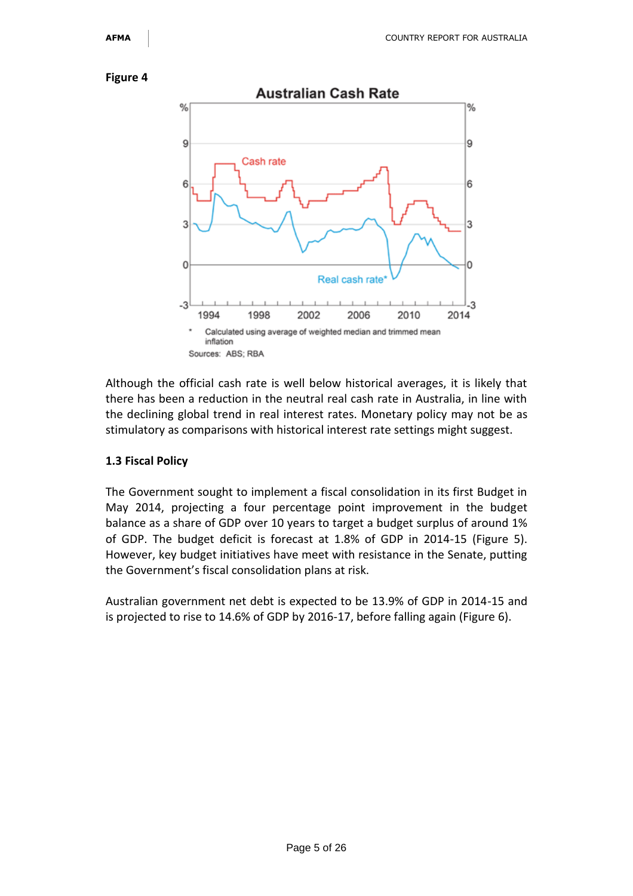**Figure 4**

Although the official cash rate is well below historical averages, it is likely that there has been a reduction in the neutral real cash rate in Australia, in line with the declining global trend in real interest rates. Monetary policy may not be as stimulatory as comparisons with historical interest rate settings might suggest.

### 1.3 Fiscal Policy

The Government sought to implement a fiscal consolidation in its first Budget in May 2014, projecting a four percentage point improvement in the budget balance as a share of GDP over 10 years to target a budget surplus of around 1% of GDP. The budget deficit is forecast at 1.8% of GDP in 2014-15 (Figure 5). However, key budget initiatives have meet with resistance in the Senate, putting the Government's fiscal consolidation plans at risk.

Australian government net debt is expected to be 13.9% of GDP in 2014-15 and is projected to rise to 14.6% of GDP by 2016-17, before falling again (Figure 6).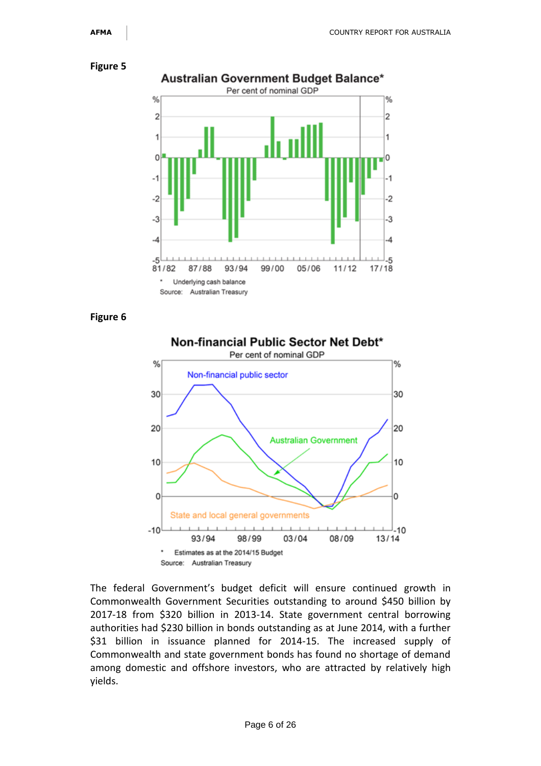**Figure 5**

**Australian Government Budget Balance***

Per cent of nominal GDP

\* Underlying cash balance

Source: Australian Treasury

**Figure 6**

**Non-financial Public Sector Net Debt***

Per cent of nominal GDP

\* Estimates as at the 2014/15 Budget

Source: Australian Treasury

The federal Government's budget deficit will ensure continued growth in Commonwealth Government Securities outstanding to around $450 billion by 2017-18 from $320 billion in 2013-14. State government central borrowing authorities had $230 billion in bonds outstanding as at June 2014, with a further $31 billion in issuance planned for 2014-15. The increased supply of Commonwealth and state government bonds has found no shortage of demand among domestic and offshore investors, who are attracted by relatively high yields.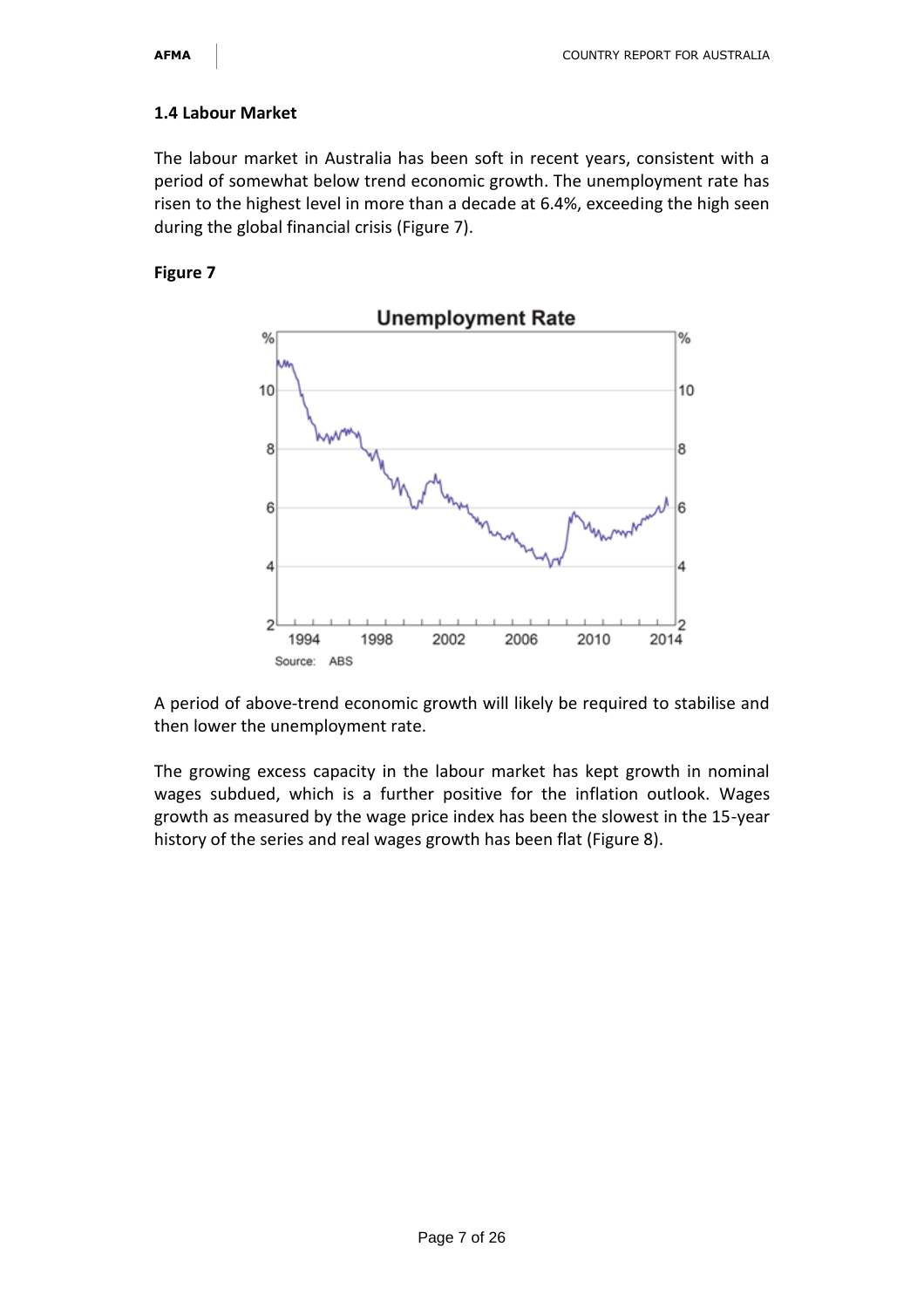## 1.4 Labour Market

The labour market in Australia has been soft in recent years, consistent with a period of somewhat below trend economic growth. The unemployment rate has risen to the highest level in more than a decade at 6.4%, exceeding the high seen during the global financial crisis (Figure 7).

**Figure 7**

A period of above-trend economic growth will likely be required to stabilise and then lower the unemployment rate.

The growing excess capacity in the labour market has kept growth in nominal wages subdued, which is a further positive for the inflation outlook. Wages growth as measured by the wage price index has been the slowest in the 15-year history of the series and real wages growth has been flat (Figure 8).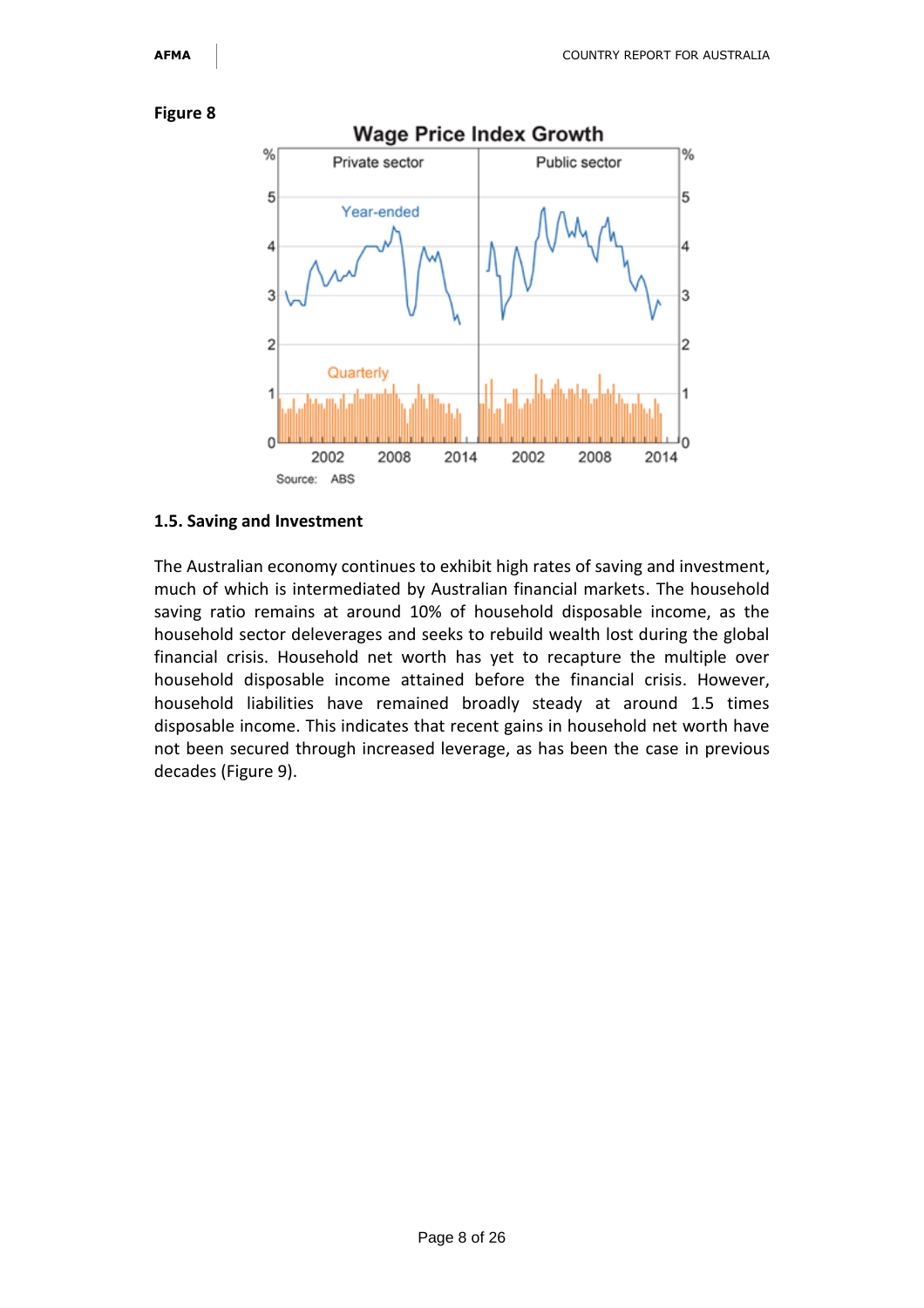**Figure 8**

### 1.5. Saving and Investment

The Australian economy continues to exhibit high rates of saving and investment, much of which is intermediated by Australian financial markets. The household saving ratio remains at around 10% of household disposable income, as the household sector deleverages and seeks to rebuild wealth lost during the global financial crisis. Household net worth has yet to recapture the multiple over household disposable income attained before the financial crisis. However, household liabilities have remained broadly steady at around 1.5 times disposable income. This indicates that recent gains in household net worth have not been secured through increased leverage, as has been the case in previous decades (Figure 9).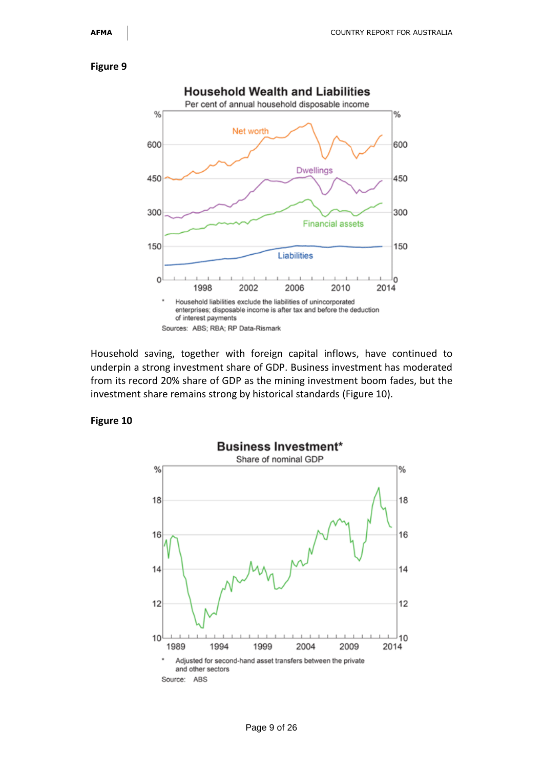**Figure 9**

**Household Wealth and Liabilities**

Per cent of annual household disposable income

\* Household liabilities exclude the liabilities of unincorporated enterprises; disposable income is after tax and before the deduction of interest payments

Sources: ABS; RBA; RP Data-Rismark

Household saving, together with foreign capital inflows, have continued to underpin a strong investment share of GDP. Business investment has moderated from its record 20% share of GDP as the mining investment boom fades, but the investment share remains strong by historical standards (Figure 10).

**Figure 10**

**Business Investment\***

Share of nominal GDP

\* Adjusted for second-hand asset transfers between the private and other sectors

Source: ABS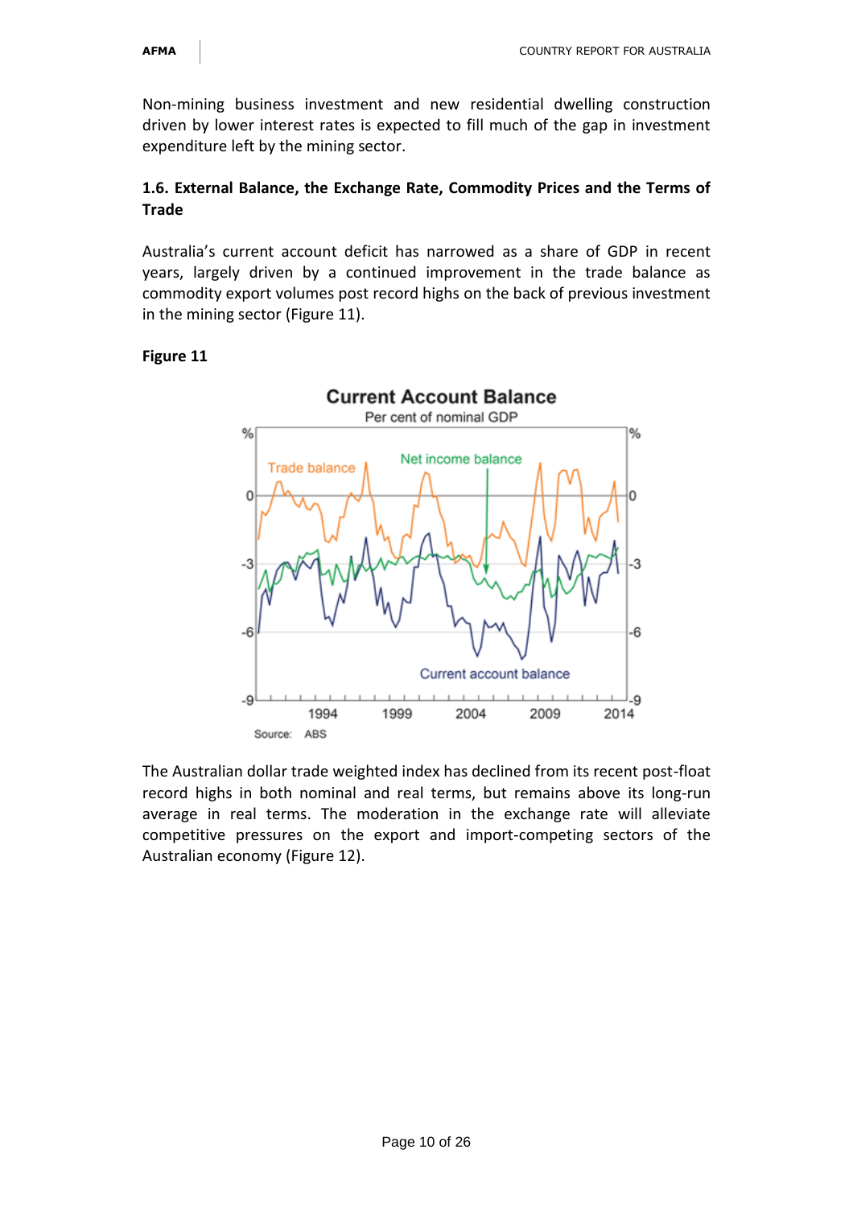Non-mining business investment and new residential dwelling construction driven by lower interest rates is expected to fill much of the gap in investment expenditure left by the mining sector.

### 1.6. External Balance, the Exchange Rate, Commodity Prices and the Terms of Trade

Australia's current account deficit has narrowed as a share of GDP in recent years, largely driven by a continued improvement in the trade balance as commodity export volumes post record highs on the back of previous investment in the mining sector (Figure 11).

**Figure 11**

The Australian dollar trade weighted index has declined from its recent post-float record highs in both nominal and real terms, but remains above its long-run average in real terms. The moderation in the exchange rate will alleviate competitive pressures on the export and import-competing sectors of the Australian economy (Figure 12).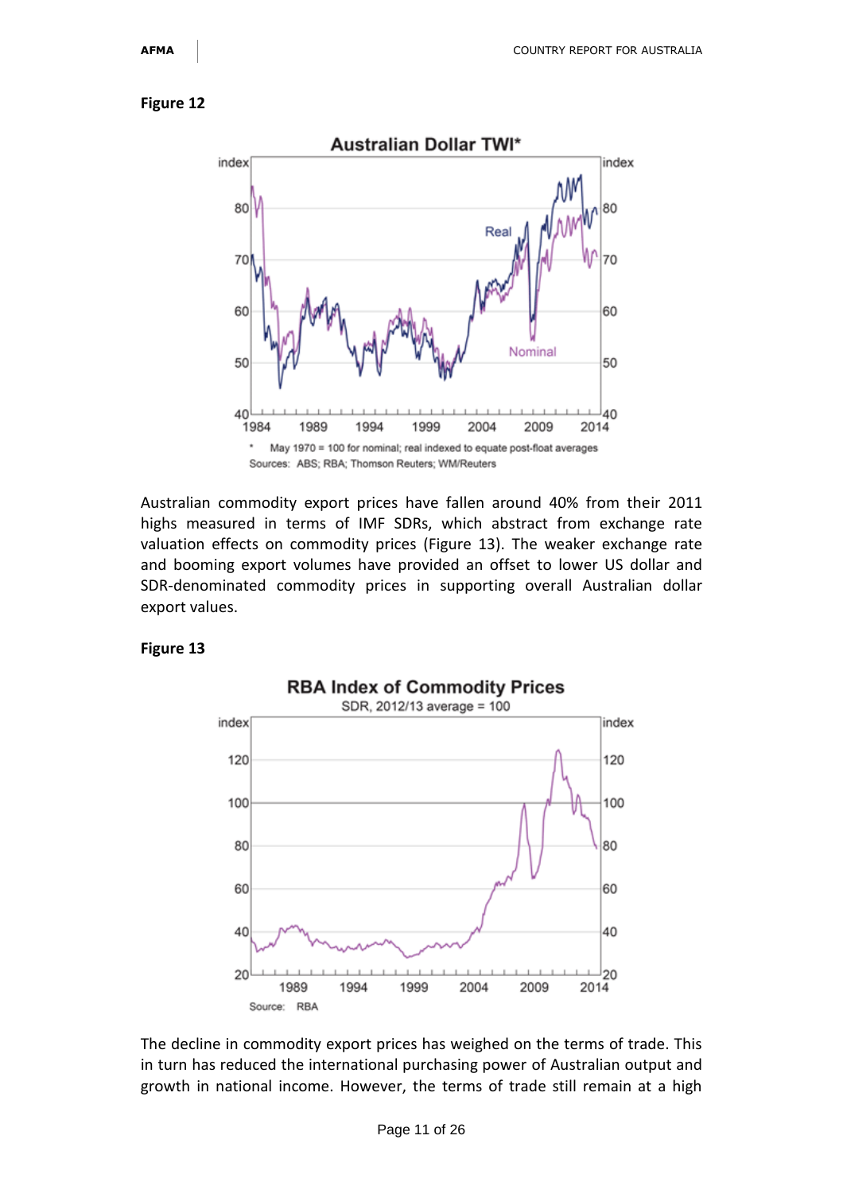**Figure 12**

Australian commodity export prices have fallen around 40% from their 2011 highs measured in terms of IMF SDRs, which abstract from exchange rate valuation effects on commodity prices (Figure 13). The weaker exchange rate and booming export volumes have provided an offset to lower US dollar and SDR-denominated commodity prices in supporting overall Australian dollar export values.

**Figure 13**

The decline in commodity export prices has weighed on the terms of trade. This in turn has reduced the international purchasing power of Australian output and growth in national income. However, the terms of trade still remain at a high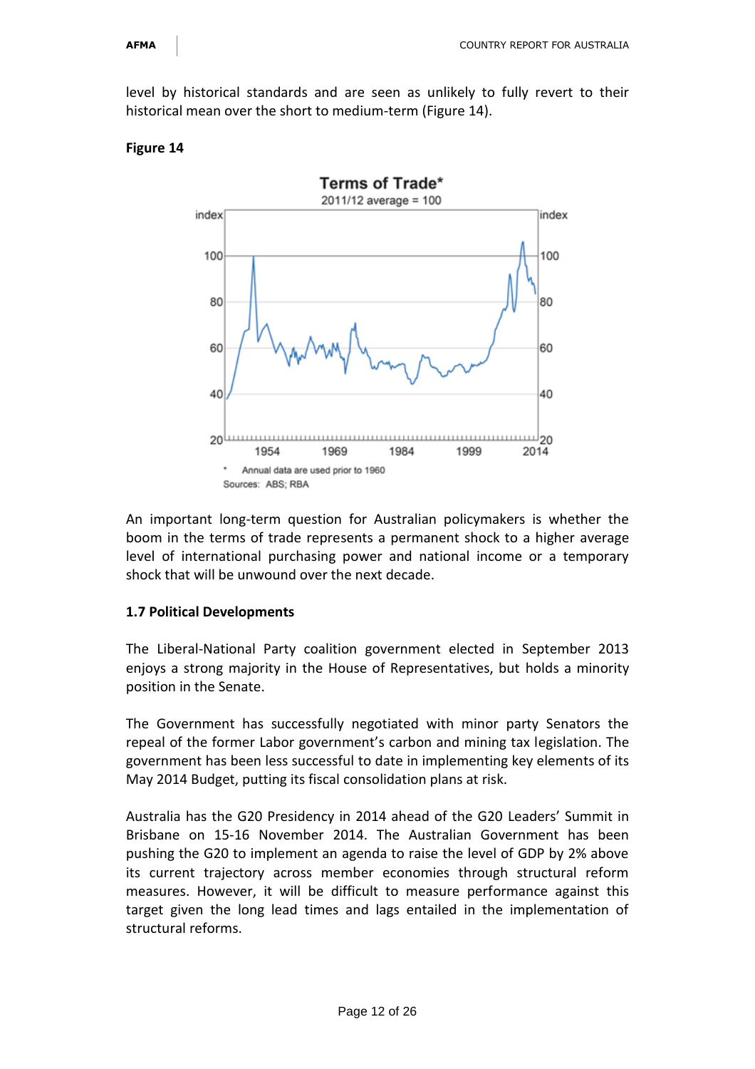level by historical standards and are seen as unlikely to fully revert to their historical mean over the short to medium-term (Figure 14).

**Figure 14**

An important long-term question for Australian policymakers is whether the boom in the terms of trade represents a permanent shock to a higher average level of international purchasing power and national income or a temporary shock that will be unwound over the next decade.

**1.7 Political Developments**

The Liberal-National Party coalition government elected in September 2013 enjoys a strong majority in the House of Representatives, but holds a minority position in the Senate.

The Government has successfully negotiated with minor party Senators the repeal of the former Labor government's carbon and mining tax legislation. The government has been less successful to date in implementing key elements of its May 2014 Budget, putting its fiscal consolidation plans at risk.

Australia has the G20 Presidency in 2014 ahead of the G20 Leaders' Summit in Brisbane on 15-16 November 2014. The Australian Government has been pushing the G20 to implement an agenda to raise the level of GDP by 2% above its current trajectory across member economies through structural reform measures. However, it will be difficult to measure performance against this target given the long lead times and lags entailed in the implementation of structural reforms.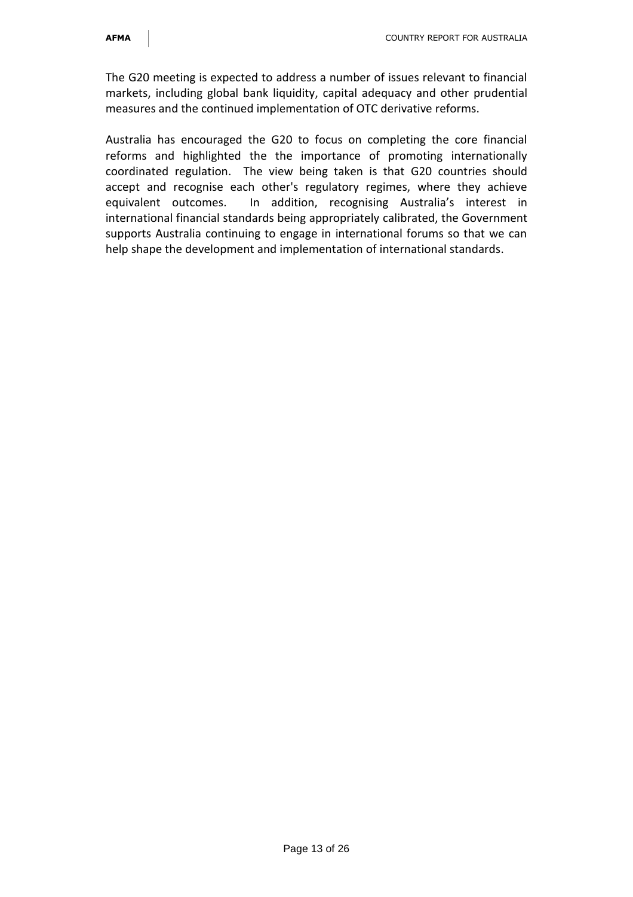The G20 meeting is expected to address a number of issues relevant to financial markets, including global bank liquidity, capital adequacy and other prudential measures and the continued implementation of OTC derivative reforms.

Australia has encouraged the G20 to focus on completing the core financial reforms and highlighted the the importance of promoting internationally coordinated regulation. The view being taken is that G20 countries should accept and recognise each other's regulatory regimes, where they achieve equivalent outcomes. In addition, recognising Australia's interest in international financial standards being appropriately calibrated, the Government supports Australia continuing to engage in international forums so that we can help shape the development and implementation of international standards.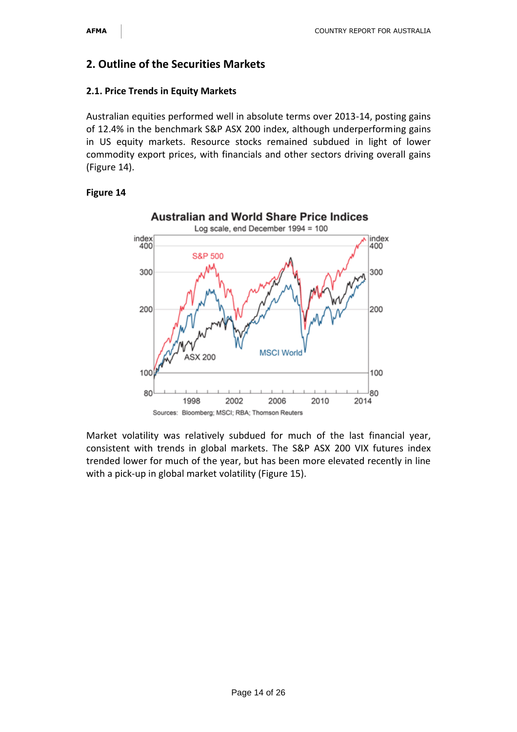## 2. Outline of the Securities Markets

### 2.1. Price Trends in Equity Markets

Australian equities performed well in absolute terms over 2013-14, posting gains of 12.4% in the benchmark S&P ASX 200 index, although underperforming gains in US equity markets. Resource stocks remained subdued in light of lower commodity export prices, with financials and other sectors driving overall gains (Figure 14).

**Figure 14**

Market volatility was relatively subdued for much of the last financial year, consistent with trends in global markets. The S&P ASX 200 VIX futures index trended lower for much of the year, but has been more elevated recently in line with a pick-up in global market volatility (Figure 15).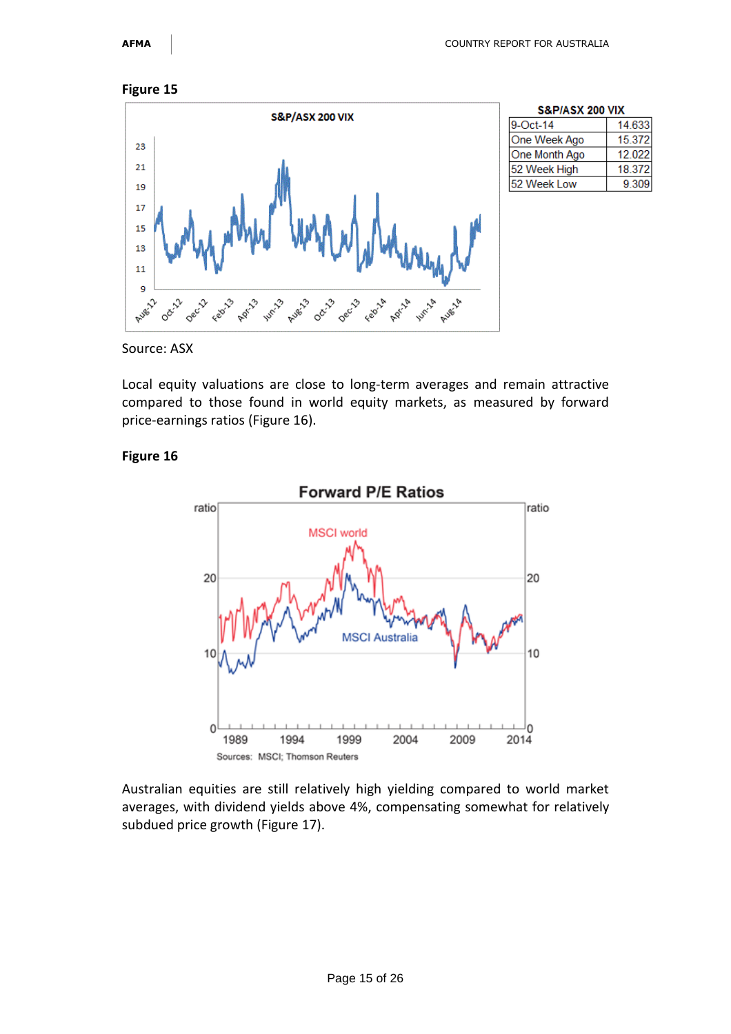**Figure 15**

| S&P/ASX 200 VIX | |
|---|---|
| 9-Oct-14 | 14.633 |
| One Week Ago | 15.372 |
| One Month Ago | 12.022 |
| 52 Week High | 18.372 |
| 52 Week Low | 9.309 |

Source: ASX

Local equity valuations are close to long-term averages and remain attractive compared to those found in world equity markets, as measured by forward price-earnings ratios (Figure 16).

**Figure 16**

Australian equities are still relatively high yielding compared to world market averages, with dividend yields above 4%, compensating somewhat for relatively subdued price growth (Figure 17).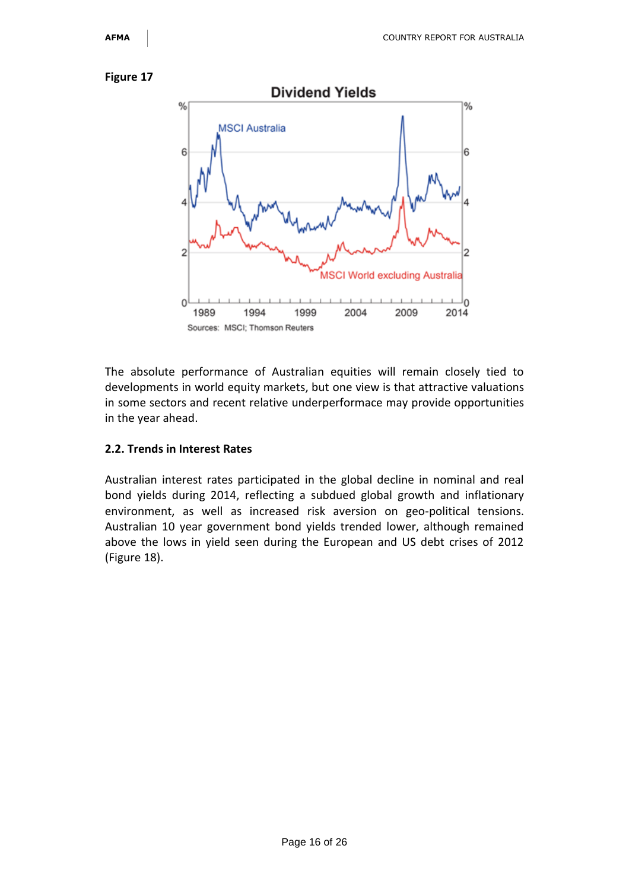**Figure 17**

The absolute performance of Australian equities will remain closely tied to developments in world equity markets, but one view is that attractive valuations in some sectors and recent relative underperformace may provide opportunities in the year ahead.

### 2.2. Trends in Interest Rates

Australian interest rates participated in the global decline in nominal and real bond yields during 2014, reflecting a subdued global growth and inflationary environment, as well as increased risk aversion on geo-political tensions. Australian 10 year government bond yields trended lower, although remained above the lows in yield seen during the European and US debt crises of 2012 (Figure 18).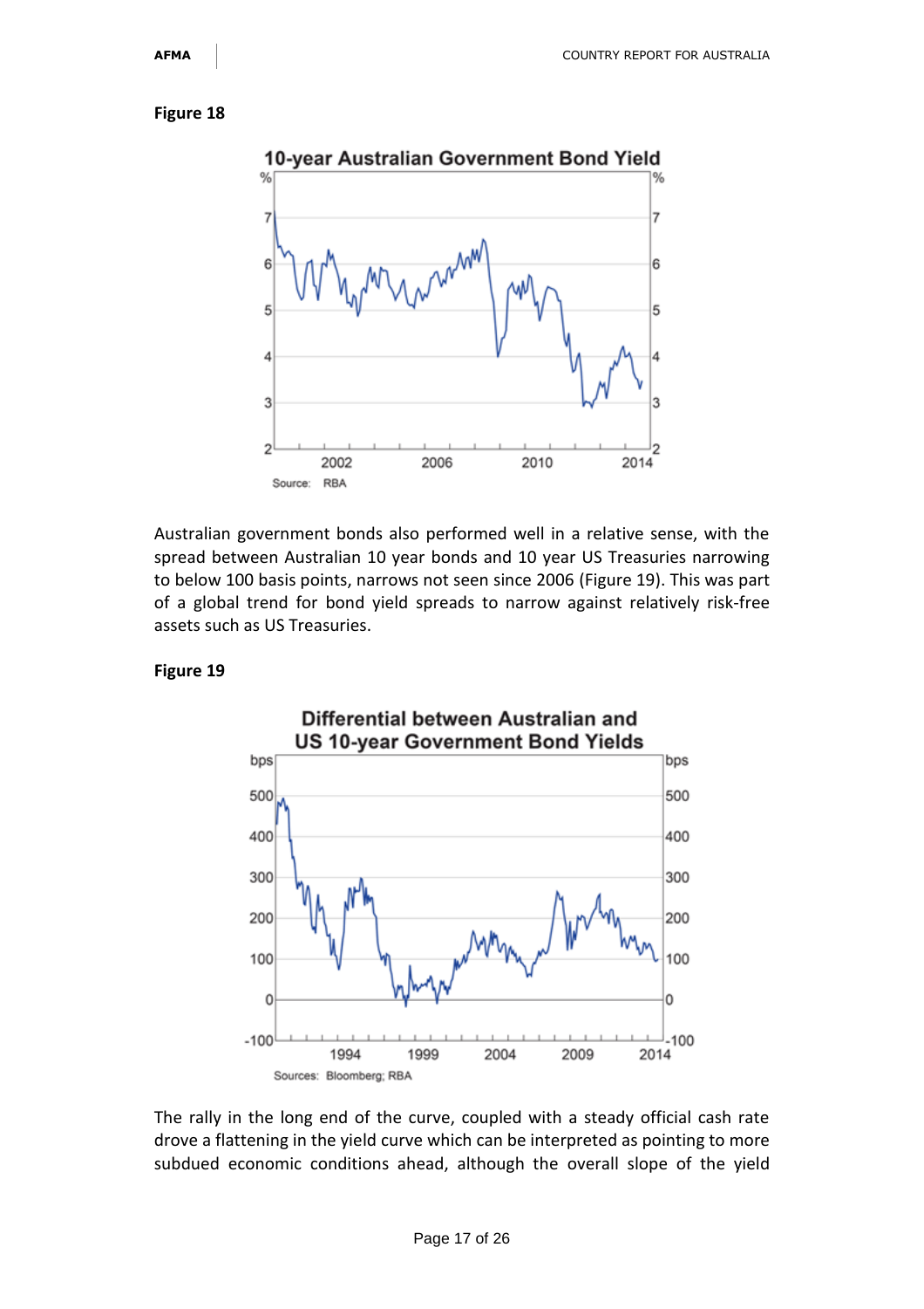**Figure 18**

Australian government bonds also performed well in a relative sense, with the spread between Australian 10 year bonds and 10 year US Treasuries narrowing to below 100 basis points, narrows not seen since 2006 (Figure 19). This was part of a global trend for bond yield spreads to narrow against relatively risk-free assets such as US Treasuries.

**Figure 19**

The rally in the long end of the curve, coupled with a steady official cash rate drove a flattening in the yield curve which can be interpreted as pointing to more subdued economic conditions ahead, although the overall slope of the yield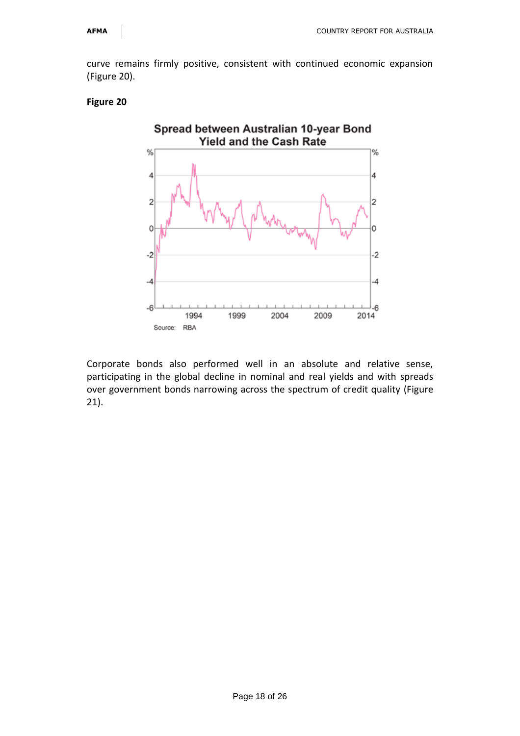curve remains firmly positive, consistent with continued economic expansion (Figure 20).

**Figure 20**

Corporate bonds also performed well in an absolute and relative sense, participating in the global decline in nominal and real yields and with spreads over government bonds narrowing across the spectrum of credit quality (Figure 21).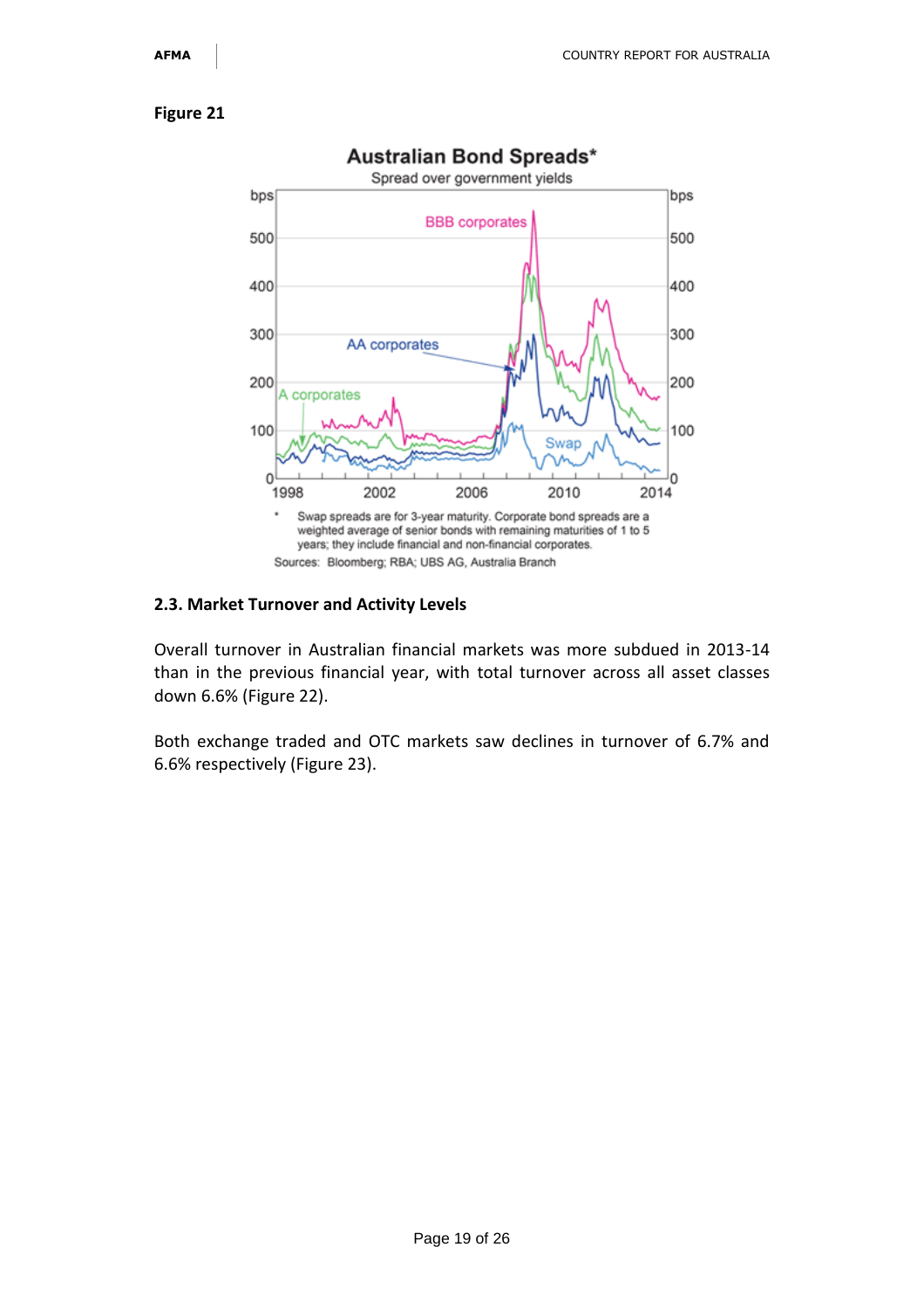**Figure 21**

**Australian Bond Spreads***

Spread over government yields

* Swap spreads are for 3-year maturity. Corporate bond spreads are a weighted average of senior bonds with remaining maturities of 1 to 5 years; they include financial and non-financial corporates.

Sources: Bloomberg; RBA; UBS AG, Australia Branch

### 2.3. Market Turnover and Activity Levels

Overall turnover in Australian financial markets was more subdued in 2013-14 than in the previous financial year, with total turnover across all asset classes down 6.6% (Figure 22).

Both exchange traded and OTC markets saw declines in turnover of 6.7% and 6.6% respectively (Figure 23).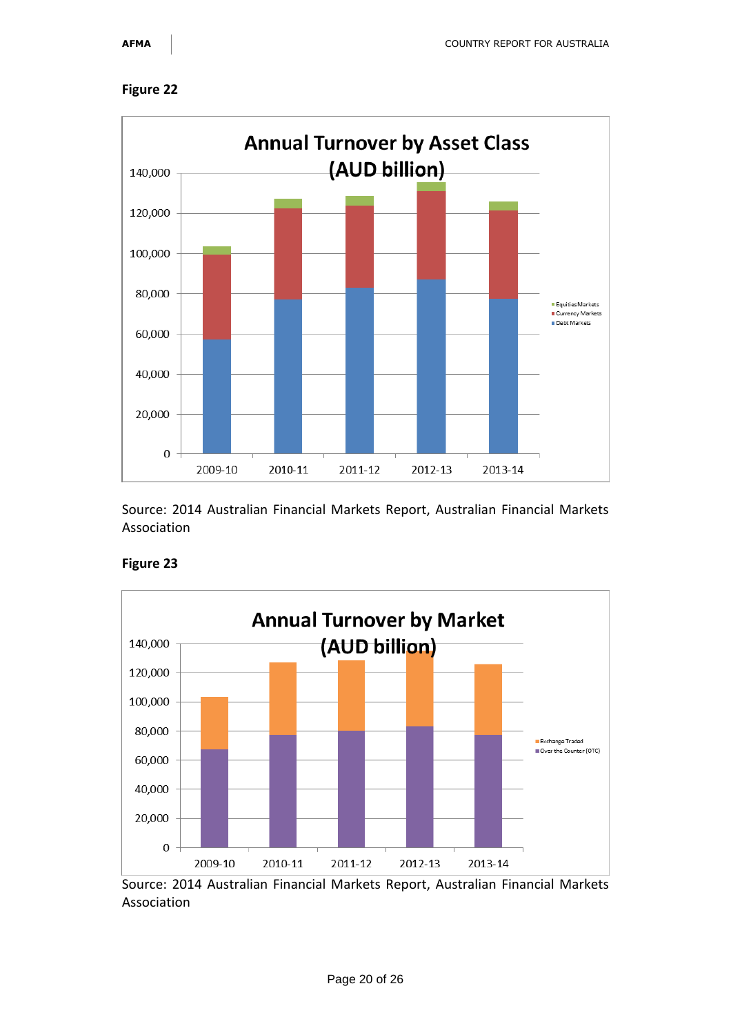**Figure 22**

Source: 2014 Australian Financial Markets Report, Australian Financial Markets Association

**Figure 23**

Source: 2014 Australian Financial Markets Report, Australian Financial Markets Association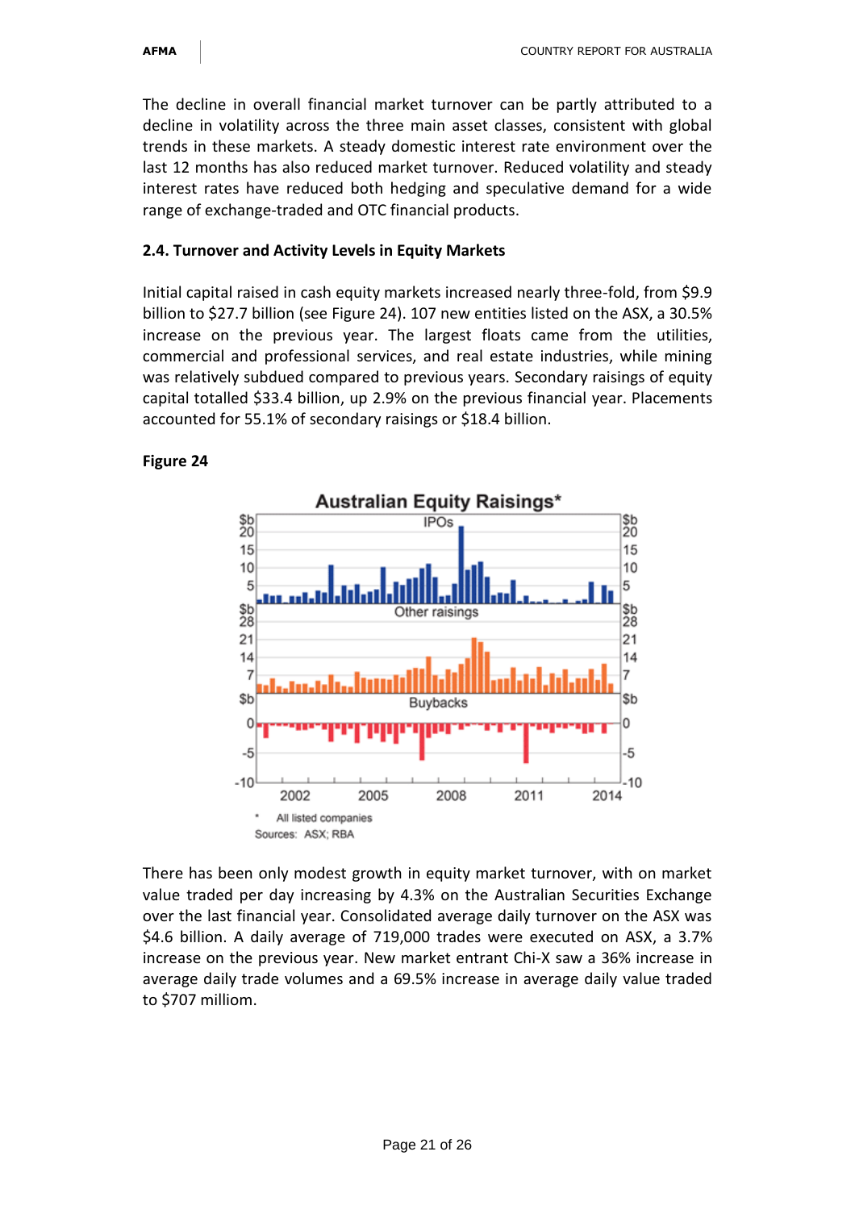The decline in overall financial market turnover can be partly attributed to a decline in volatility across the three main asset classes, consistent with global trends in these markets. A steady domestic interest rate environment over the last 12 months has also reduced market turnover. Reduced volatility and steady interest rates have reduced both hedging and speculative demand for a wide range of exchange-traded and OTC financial products.

### 2.4. Turnover and Activity Levels in Equity Markets

Initial capital raised in cash equity markets increased nearly three-fold, from $9.9 billion to $27.7 billion (see Figure 24). 107 new entities listed on the ASX, a 30.5% increase on the previous year. The largest floats came from the utilities, commercial and professional services, and real estate industries, while mining was relatively subdued compared to previous years. Secondary raisings of equity capital totalled $33.4 billion, up 2.9% on the previous financial year. Placements accounted for 55.1% of secondary raisings or $18.4 billion.

**Figure 24**

Australian Equity Raisings*

\* All listed companies

Sources: ASX; RBA

There has been only modest growth in equity market turnover, with on market value traded per day increasing by 4.3% on the Australian Securities Exchange over the last financial year. Consolidated average daily turnover on the ASX was $4.6 billion. A daily average of 719,000 trades were executed on ASX, a 3.7% increase on the previous year. New market entrant Chi-X saw a 36% increase in average daily trade volumes and a 69.5% increase in average daily value traded to $707 milliom.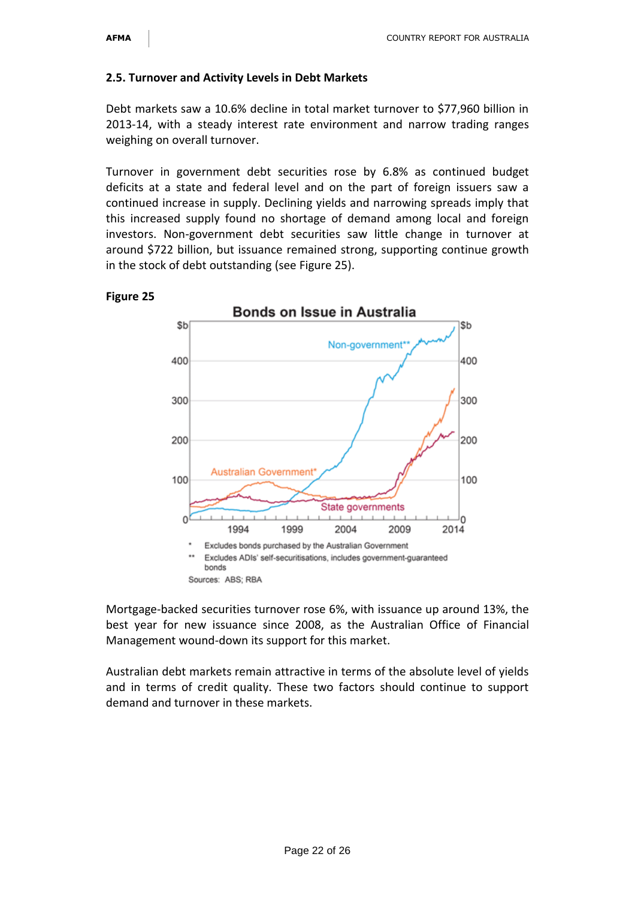### 2.5. Turnover and Activity Levels in Debt Markets

Debt markets saw a 10.6% decline in total market turnover to $77,960 billion in 2013-14, with a steady interest rate environment and narrow trading ranges weighing on overall turnover.

Turnover in government debt securities rose by 6.8% as continued budget deficits at a state and federal level and on the part of foreign issuers saw a continued increase in supply. Declining yields and narrowing spreads imply that this increased supply found no shortage of demand among local and foreign investors. Non-government debt securities saw little change in turnover at around $722 billion, but issuance remained strong, supporting continue growth in the stock of debt outstanding (see Figure 25).

**Figure 25**

Bonds on Issue in Australia

\* Excludes bonds purchased by the Australian Government

\*\* Excludes ADIs' self-securitisations, includes government-guaranteed bonds

Sources: ABS; RBA

Mortgage-backed securities turnover rose 6%, with issuance up around 13%, the best year for new issuance since 2008, as the Australian Office of Financial Management wound-down its support for this market.

Australian debt markets remain attractive in terms of the absolute level of yields and in terms of credit quality. These two factors should continue to support demand and turnover in these markets.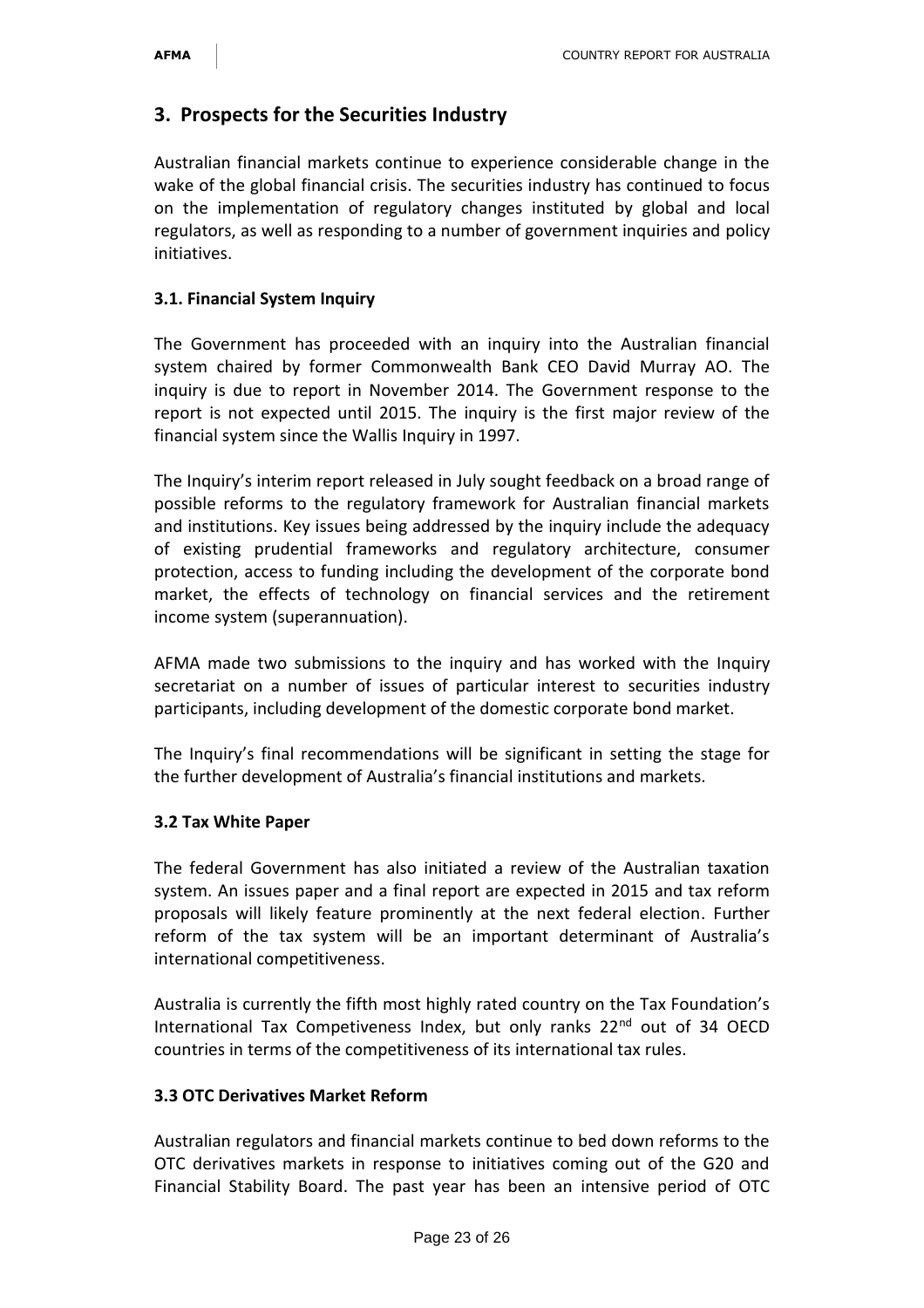## 3. Prospects for the Securities Industry

Australian financial markets continue to experience considerable change in the wake of the global financial crisis. The securities industry has continued to focus on the implementation of regulatory changes instituted by global and local regulators, as well as responding to a number of government inquiries and policy initiatives.

### 3.1. Financial System Inquiry

The Government has proceeded with an inquiry into the Australian financial system chaired by former Commonwealth Bank CEO David Murray AO. The inquiry is due to report in November 2014. The Government response to the report is not expected until 2015. The inquiry is the first major review of the financial system since the Wallis Inquiry in 1997.

The Inquiry's interim report released in July sought feedback on a broad range of possible reforms to the regulatory framework for Australian financial markets and institutions. Key issues being addressed by the inquiry include the adequacy of existing prudential frameworks and regulatory architecture, consumer protection, access to funding including the development of the corporate bond market, the effects of technology on financial services and the retirement income system (superannuation).

AFMA made two submissions to the inquiry and has worked with the Inquiry secretariat on a number of issues of particular interest to securities industry participants, including development of the domestic corporate bond market.

The Inquiry's final recommendations will be significant in setting the stage for the further development of Australia's financial institutions and markets.

### 3.2 Tax White Paper

The federal Government has also initiated a review of the Australian taxation system. An issues paper and a final report are expected in 2015 and tax reform proposals will likely feature prominently at the next federal election. Further reform of the tax system will be an important determinant of Australia's international competitiveness.

Australia is currently the fifth most highly rated country on the Tax Foundation's International Tax Competiveness Index, but only ranks 22nd out of 34 OECD countries in terms of the competitiveness of its international tax rules.

### 3.3 OTC Derivatives Market Reform

Australian regulators and financial markets continue to bed down reforms to the OTC derivatives markets in response to initiatives coming out of the G20 and Financial Stability Board. The past year has been an intensive period of OTC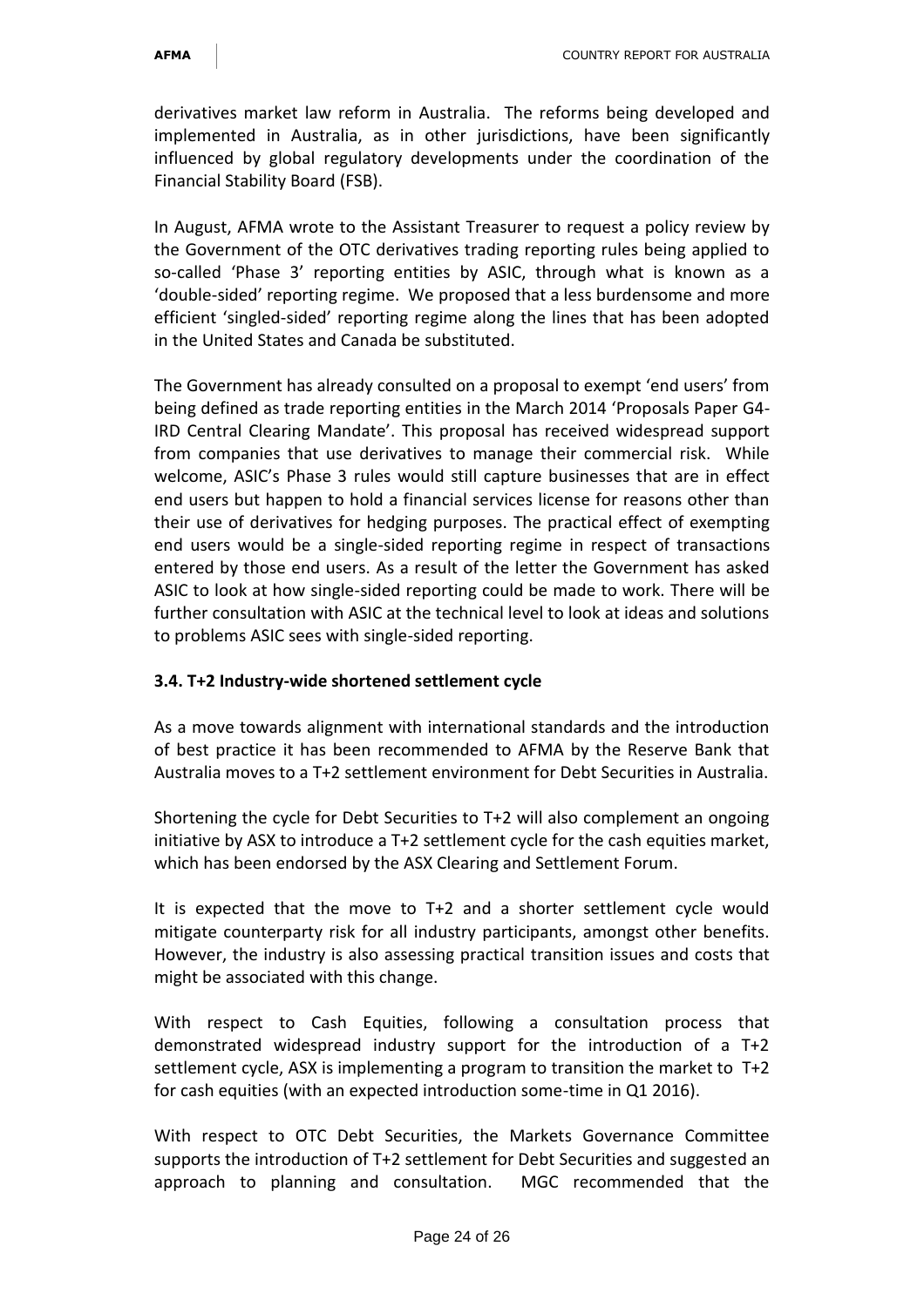derivatives market law reform in Australia. The reforms being developed and implemented in Australia, as in other jurisdictions, have been significantly influenced by global regulatory developments under the coordination of the Financial Stability Board (FSB).

In August, AFMA wrote to the Assistant Treasurer to request a policy review by the Government of the OTC derivatives trading reporting rules being applied to so-called 'Phase 3' reporting entities by ASIC, through what is known as a 'double-sided' reporting regime. We proposed that a less burdensome and more efficient 'singled-sided' reporting regime along the lines that has been adopted in the United States and Canada be substituted.

The Government has already consulted on a proposal to exempt 'end users' from being defined as trade reporting entities in the March 2014 'Proposals Paper G4-IRD Central Clearing Mandate'. This proposal has received widespread support from companies that use derivatives to manage their commercial risk. While welcome, ASIC's Phase 3 rules would still capture businesses that are in effect end users but happen to hold a financial services license for reasons other than their use of derivatives for hedging purposes. The practical effect of exempting end users would be a single-sided reporting regime in respect of transactions entered by those end users. As a result of the letter the Government has asked ASIC to look at how single-sided reporting could be made to work. There will be further consultation with ASIC at the technical level to look at ideas and solutions to problems ASIC sees with single-sided reporting.

### 3.4. T+2 Industry-wide shortened settlement cycle

As a move towards alignment with international standards and the introduction of best practice it has been recommended to AFMA by the Reserve Bank that Australia moves to a T+2 settlement environment for Debt Securities in Australia.

Shortening the cycle for Debt Securities to T+2 will also complement an ongoing initiative by ASX to introduce a T+2 settlement cycle for the cash equities market, which has been endorsed by the ASX Clearing and Settlement Forum.

It is expected that the move to T+2 and a shorter settlement cycle would mitigate counterparty risk for all industry participants, amongst other benefits. However, the industry is also assessing practical transition issues and costs that might be associated with this change.

With respect to Cash Equities, following a consultation process that demonstrated widespread industry support for the introduction of a T+2 settlement cycle, ASX is implementing a program to transition the market to T+2 for cash equities (with an expected introduction some-time in Q1 2016).

With respect to OTC Debt Securities, the Markets Governance Committee supports the introduction of T+2 settlement for Debt Securities and suggested an approach to planning and consultation. MGC recommended that the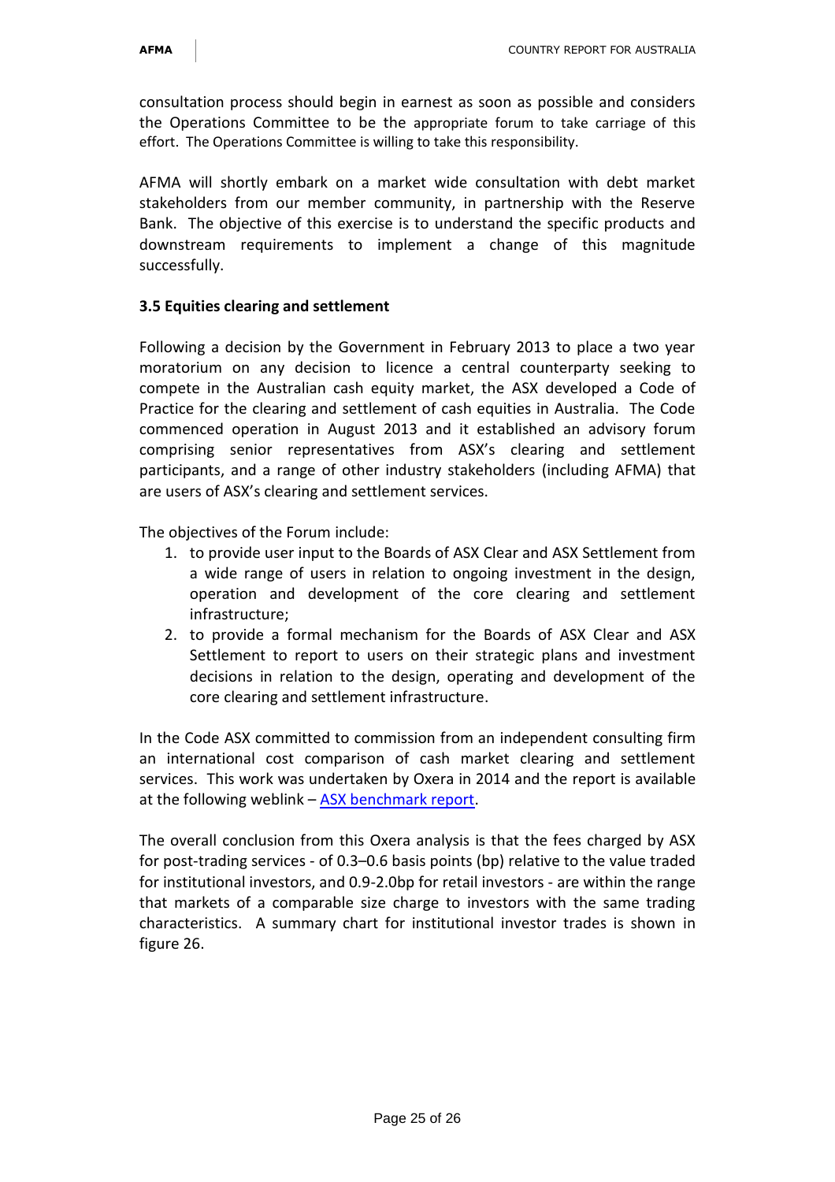consultation process should begin in earnest as soon as possible and considers the Operations Committee to be the appropriate forum to take carriage of this effort. The Operations Committee is willing to take this responsibility.

AFMA will shortly embark on a market wide consultation with debt market stakeholders from our member community, in partnership with the Reserve Bank. The objective of this exercise is to understand the specific products and downstream requirements to implement a change of this magnitude successfully.

### 3.5 Equities clearing and settlement

Following a decision by the Government in February 2013 to place a two year moratorium on any decision to licence a central counterparty seeking to compete in the Australian cash equity market, the ASX developed a Code of Practice for the clearing and settlement of cash equities in Australia. The Code commenced operation in August 2013 and it established an advisory forum comprising senior representatives from ASX's clearing and settlement participants, and a range of other industry stakeholders (including AFMA) that are users of ASX's clearing and settlement services.

The objectives of the Forum include:

1. to provide user input to the Boards of ASX Clear and ASX Settlement from a wide range of users in relation to ongoing investment in the design, operation and development of the core clearing and settlement infrastructure;
2. to provide a formal mechanism for the Boards of ASX Clear and ASX Settlement to report to users on their strategic plans and investment decisions in relation to the design, operating and development of the core clearing and settlement infrastructure.

In the Code ASX committed to commission from an independent consulting firm an international cost comparison of cash market clearing and settlement services. This work was undertaken by Oxera in 2014 and the report is available at the following weblink – ASX benchmark report.

The overall conclusion from this Oxera analysis is that the fees charged by ASX for post-trading services - of 0.3–0.6 basis points (bp) relative to the value traded for institutional investors, and 0.9-2.0bp for retail investors - are within the range that markets of a comparable size charge to investors with the same trading characteristics. A summary chart for institutional investor trades is shown in figure 26.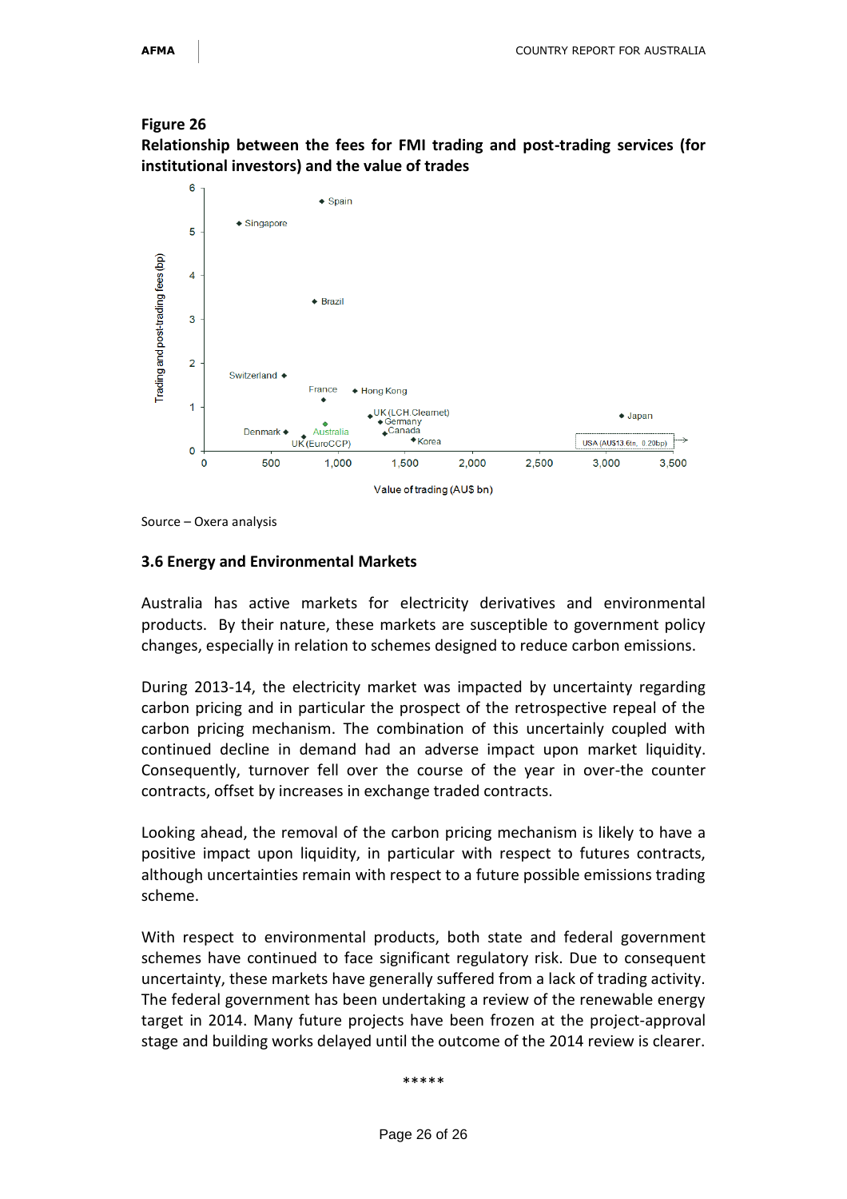**Figure 26**

**Relationship between the fees for FMI trading and post-trading services (for institutional investors) and the value of trades**

Trading and post-trading fees (bp)

6
5
4
3
2
1
0

Spain
Singapore
Brazil
Switzerland
France
Hong Kong
UK (LCH.Clearnet)
Germany
Canada
Japan
Denmark
Australia
UK (EuroCCP)
Korea
USA (AU$13.6tn, 0.20bp)

0 500 1,000 1,500 2,000 2,500 3,000 3,500

Value of trading (AU$ bn)

Source – Oxera analysis

### 3.6 Energy and Environmental Markets

Australia has active markets for electricity derivatives and environmental products. By their nature, these markets are susceptible to government policy changes, especially in relation to schemes designed to reduce carbon emissions.

During 2013-14, the electricity market was impacted by uncertainty regarding carbon pricing and in particular the prospect of the retrospective repeal of the carbon pricing mechanism. The combination of this uncertainly coupled with continued decline in demand had an adverse impact upon market liquidity. Consequently, turnover fell over the course of the year in over-the counter contracts, offset by increases in exchange traded contracts.

Looking ahead, the removal of the carbon pricing mechanism is likely to have a positive impact upon liquidity, in particular with respect to futures contracts, although uncertainties remain with respect to a future possible emissions trading scheme.

With respect to environmental products, both state and federal government schemes have continued to face significant regulatory risk. Due to consequent uncertainty, these markets have generally suffered from a lack of trading activity. The federal government has been undertaking a review of the renewable energy target in 2014. Many future projects have been frozen at the project-approval stage and building works delayed until the outcome of the 2014 review is clearer.

*****